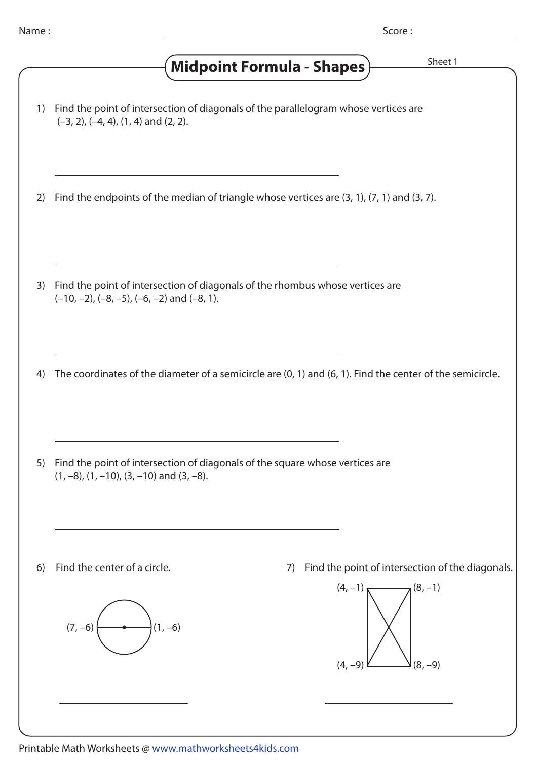Name : ____________________ Score : ____________________

# Midpoint Formula - Shapes

Sheet 1

1) Find the point of intersection of diagonals of the parallelogram whose vertices are $(-3, 2)$, $(-4, 4)$, $(1, 4)$ and $(2, 2)$.

_______________________________________________

2) Find the endpoints of the median of triangle whose vertices are $(3, 1)$, $(7, 1)$ and $(3, 7)$.

_______________________________________________

3) Find the point of intersection of diagonals of the rhombus whose vertices are $(-10, -2)$, $(-8, -5)$, $(-6, -2)$ and $(-8, 1)$.

_______________________________________________

4) The coordinates of the diameter of a semicircle are $(0, 1)$ and $(6, 1)$. Find the center of the semicircle.

_______________________________________________

5) Find the point of intersection of diagonals of the square whose vertices are $(1, -8)$, $(1, -10)$, $(3, -10)$ and $(3, -8)$.

_______________________________________________

6) Find the center of a circle.

$(7, -6)$ $(1, -6)$

_______________________

7) Find the point of intersection of the diagonals.

$(4, -1)$ $(8, -1)$

$(4, -9)$ $(8, -9)$

_______________________

Printable Math Worksheets @ www.mathworksheets4kids.com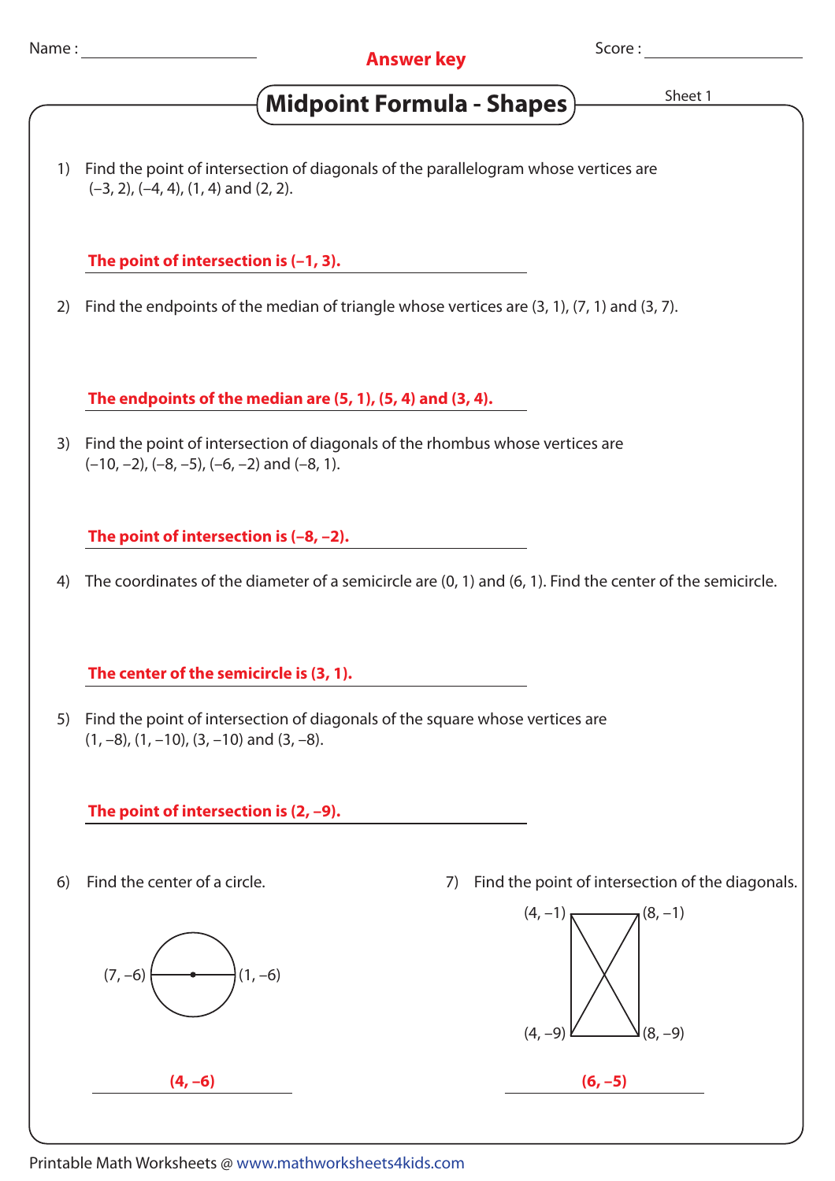Name : ____________________ **Answer key** Score : ____________________

# Midpoint Formula - Shapes

Sheet 1

1) Find the point of intersection of diagonals of the parallelogram whose vertices are (–3, 2), (–4, 4), (1, 4) and (2, 2).

**The point of intersection is (–1, 3).**

2) Find the endpoints of the median of triangle whose vertices are (3, 1), (7, 1) and (3, 7).

**The endpoints of the median are (5, 1), (5, 4) and (3, 4).**

3) Find the point of intersection of diagonals of the rhombus whose vertices are (–10, –2), (–8, –5), (–6, –2) and (–8, 1).

**The point of intersection is (–8, –2).**

4) The coordinates of the diameter of a semicircle are (0, 1) and (6, 1). Find the center of the semicircle.

**The center of the semicircle is (3, 1).**

5) Find the point of intersection of diagonals of the square whose vertices are (1, –8), (1, –10), (3, –10) and (3, –8).

**The point of intersection is (2, –9).**

6) Find the center of a circle.

(7, –6)

(1, –6)

**(4, –6)**

7) Find the point of intersection of the diagonals.

(4, –1)

(8, –1)

(4, –9)

(8, –9)

**(6, –5)**

Printable Math Worksheets @ www.mathworksheets4kids.com